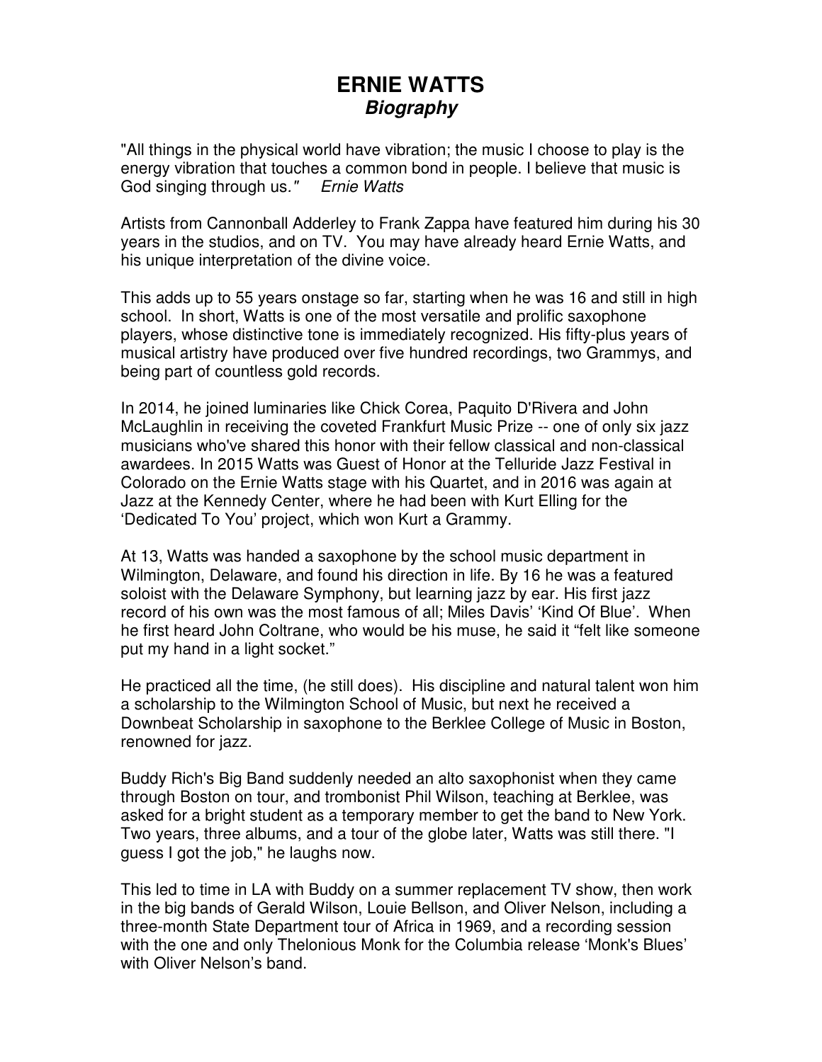# ERNIE WATTS

## *Biography*

"All things in the physical world have vibration; the music I choose to play is the energy vibration that touches a common bond in people. I believe that music is God singing through us.*"* *Ernie Watts*

Artists from Cannonball Adderley to Frank Zappa have featured him during his 30 years in the studios, and on TV. You may have already heard Ernie Watts, and his unique interpretation of the divine voice.

This adds up to 55 years onstage so far, starting when he was 16 and still in high school. In short, Watts is one of the most versatile and prolific saxophone players, whose distinctive tone is immediately recognized. His fifty-plus years of musical artistry have produced over five hundred recordings, two Grammys, and being part of countless gold records.

In 2014, he joined luminaries like Chick Corea, Paquito D'Rivera and John McLaughlin in receiving the coveted Frankfurt Music Prize -- one of only six jazz musicians who've shared this honor with their fellow classical and non-classical awardees. In 2015 Watts was Guest of Honor at the Telluride Jazz Festival in Colorado on the Ernie Watts stage with his Quartet, and in 2016 was again at Jazz at the Kennedy Center, where he had been with Kurt Elling for the 'Dedicated To You' project, which won Kurt a Grammy.

At 13, Watts was handed a saxophone by the school music department in Wilmington, Delaware, and found his direction in life. By 16 he was a featured soloist with the Delaware Symphony, but learning jazz by ear. His first jazz record of his own was the most famous of all; Miles Davis' 'Kind Of Blue'. When he first heard John Coltrane, who would be his muse, he said it "felt like someone put my hand in a light socket."

He practiced all the time, (he still does). His discipline and natural talent won him a scholarship to the Wilmington School of Music, but next he received a Downbeat Scholarship in saxophone to the Berklee College of Music in Boston, renowned for jazz.

Buddy Rich's Big Band suddenly needed an alto saxophonist when they came through Boston on tour, and trombonist Phil Wilson, teaching at Berklee, was asked for a bright student as a temporary member to get the band to New York. Two years, three albums, and a tour of the globe later, Watts was still there. "I guess I got the job," he laughs now.

This led to time in LA with Buddy on a summer replacement TV show, then work in the big bands of Gerald Wilson, Louie Bellson, and Oliver Nelson, including a three-month State Department tour of Africa in 1969, and a recording session with the one and only Thelonious Monk for the Columbia release 'Monk's Blues' with Oliver Nelson's band.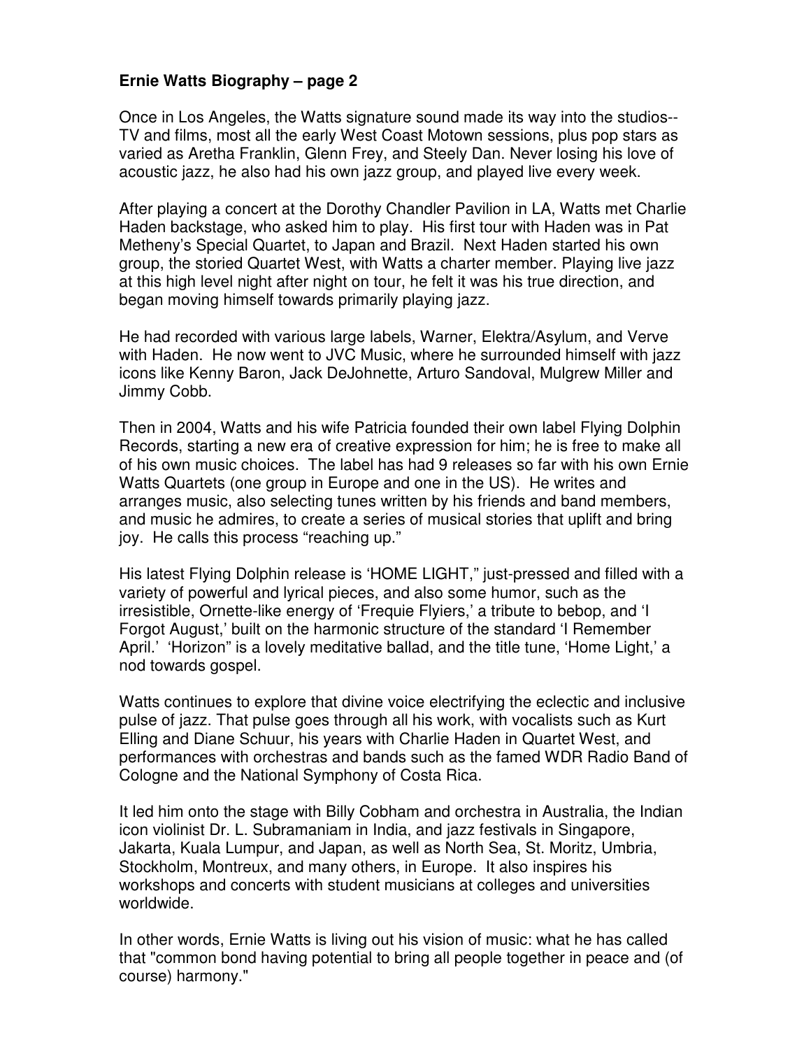**Ernie Watts Biography – page 2**

Once in Los Angeles, the Watts signature sound made its way into the studios--TV and films, most all the early West Coast Motown sessions, plus pop stars as varied as Aretha Franklin, Glenn Frey, and Steely Dan. Never losing his love of acoustic jazz, he also had his own jazz group, and played live every week.

After playing a concert at the Dorothy Chandler Pavilion in LA, Watts met Charlie Haden backstage, who asked him to play. His first tour with Haden was in Pat Metheny's Special Quartet, to Japan and Brazil. Next Haden started his own group, the storied Quartet West, with Watts a charter member. Playing live jazz at this high level night after night on tour, he felt it was his true direction, and began moving himself towards primarily playing jazz.

He had recorded with various large labels, Warner, Elektra/Asylum, and Verve with Haden. He now went to JVC Music, where he surrounded himself with jazz icons like Kenny Baron, Jack DeJohnette, Arturo Sandoval, Mulgrew Miller and Jimmy Cobb.

Then in 2004, Watts and his wife Patricia founded their own label Flying Dolphin Records, starting a new era of creative expression for him; he is free to make all of his own music choices. The label has had 9 releases so far with his own Ernie Watts Quartets (one group in Europe and one in the US). He writes and arranges music, also selecting tunes written by his friends and band members, and music he admires, to create a series of musical stories that uplift and bring joy. He calls this process "reaching up."

His latest Flying Dolphin release is 'HOME LIGHT," just-pressed and filled with a variety of powerful and lyrical pieces, and also some humor, such as the irresistible, Ornette-like energy of 'Frequie Flyiers,' a tribute to bebop, and 'I Forgot August,' built on the harmonic structure of the standard 'I Remember April.' 'Horizon" is a lovely meditative ballad, and the title tune, 'Home Light,' a nod towards gospel.

Watts continues to explore that divine voice electrifying the eclectic and inclusive pulse of jazz. That pulse goes through all his work, with vocalists such as Kurt Elling and Diane Schuur, his years with Charlie Haden in Quartet West, and performances with orchestras and bands such as the famed WDR Radio Band of Cologne and the National Symphony of Costa Rica.

It led him onto the stage with Billy Cobham and orchestra in Australia, the Indian icon violinist Dr. L. Subramaniam in India, and jazz festivals in Singapore, Jakarta, Kuala Lumpur, and Japan, as well as North Sea, St. Moritz, Umbria, Stockholm, Montreux, and many others, in Europe. It also inspires his workshops and concerts with student musicians at colleges and universities worldwide.

In other words, Ernie Watts is living out his vision of music: what he has called that "common bond having potential to bring all people together in peace and (of course) harmony."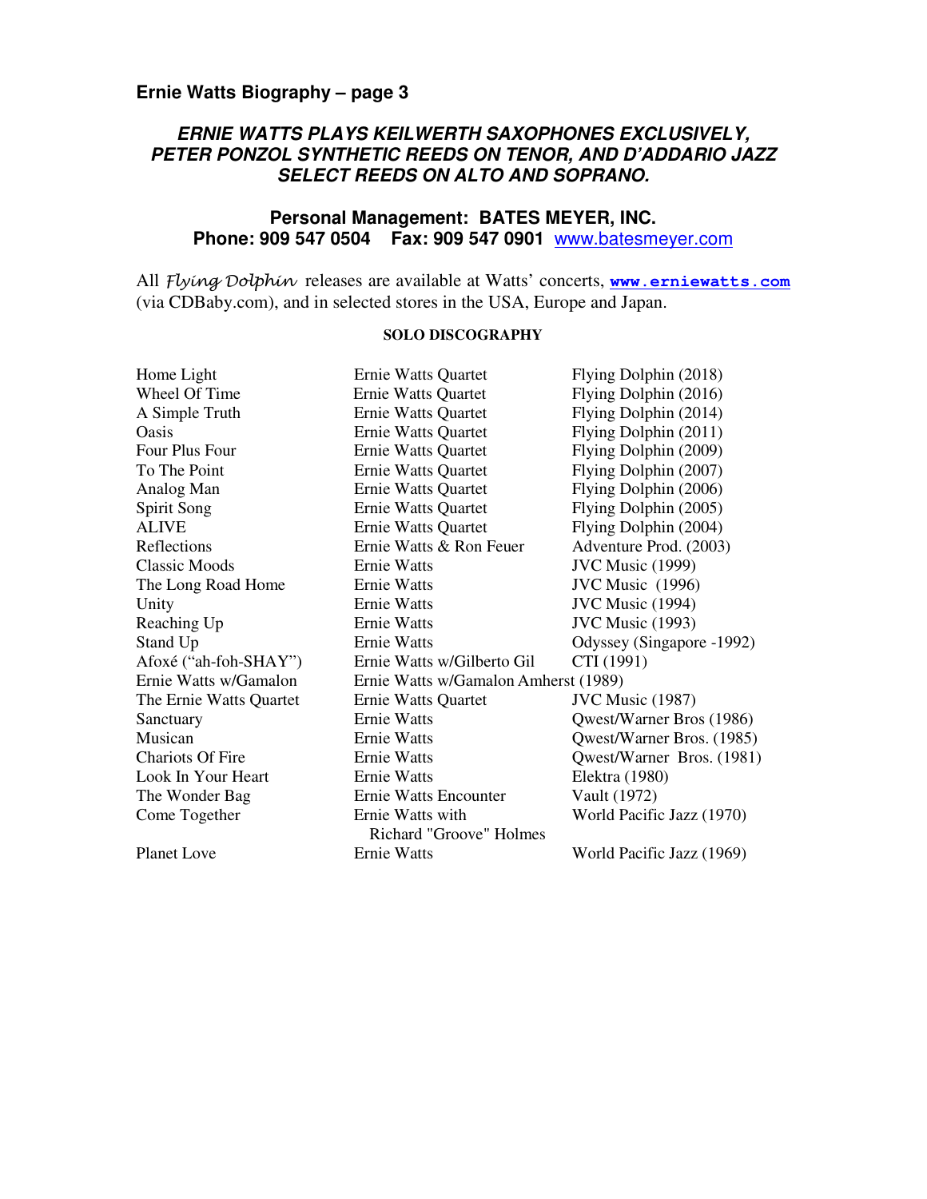## Ernie Watts Biography – page 3

### *ERNIE WATTS PLAYS KEILWERTH SAXOPHONES EXCLUSIVELY, PETER PONZOL SYNTHETIC REEDS ON TENOR, AND D'ADDARIO JAZZ SELECT REEDS ON ALTO AND SOPRANO.*

**Personal Management: BATES MEYER, INC.**
**Phone: 909 547 0504 Fax: 909 547 0901** www.batesmeyer.com

All *Flying Dolphin* releases are available at Watts' concerts, **www.erniewatts.com** (via CDBaby.com), and in selected stores in the USA, Europe and Japan.

**SOLO DISCOGRAPHY**

| | | |
|---|---|---|
| Home Light | Ernie Watts Quartet | Flying Dolphin (2018) |
| Wheel Of Time | Ernie Watts Quartet | Flying Dolphin (2016) |
| A Simple Truth | Ernie Watts Quartet | Flying Dolphin (2014) |
| Oasis | Ernie Watts Quartet | Flying Dolphin (2011) |
| Four Plus Four | Ernie Watts Quartet | Flying Dolphin (2009) |
| To The Point | Ernie Watts Quartet | Flying Dolphin (2007) |
| Analog Man | Ernie Watts Quartet | Flying Dolphin (2006) |
| Spirit Song | Ernie Watts Quartet | Flying Dolphin (2005) |
| ALIVE | Ernie Watts Quartet | Flying Dolphin (2004) |
| Reflections | Ernie Watts & Ron Feuer | Adventure Prod. (2003) |
| Classic Moods | Ernie Watts | JVC Music (1999) |
| The Long Road Home | Ernie Watts | JVC Music (1996) |
| Unity | Ernie Watts | JVC Music (1994) |
| Reaching Up | Ernie Watts | JVC Music (1993) |
| Stand Up | Ernie Watts | Odyssey (Singapore -1992) |
| Afoxé ("ah-foh-SHAY") | Ernie Watts w/Gilberto Gil | CTI (1991) |
| Ernie Watts w/Gamalon | Ernie Watts w/Gamalon Amherst (1989) | |
| The Ernie Watts Quartet | Ernie Watts Quartet | JVC Music (1987) |
| Sanctuary | Ernie Watts | Qwest/Warner Bros (1986) |
| Musican | Ernie Watts | Qwest/Warner Bros. (1985) |
| Chariots Of Fire | Ernie Watts | Qwest/Warner Bros. (1981) |
| Look In Your Heart | Ernie Watts | Elektra (1980) |
| The Wonder Bag | Ernie Watts Encounter | Vault (1972) |
| Come Together | Ernie Watts with Richard "Groove" Holmes | World Pacific Jazz (1970) |
| Planet Love | Ernie Watts | World Pacific Jazz (1969) |